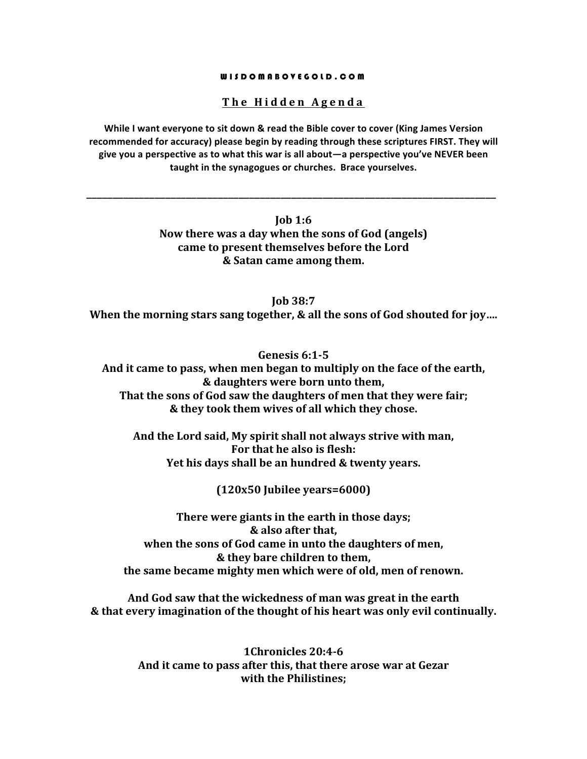WISDOMABOVEGOLD.COM

# The Hidden Agenda

**While I want everyone to sit down & read the Bible cover to cover (King James Version recommended for accuracy) please begin by reading through these scriptures FIRST. They will give you a perspective as to what this war is all about—a perspective you've NEVER been taught in the synagogues or churches. Brace yourselves.**

---

**Job 1:6**
**Now there was a day when the sons of God (angels)**
**came to present themselves before the Lord**
**& Satan came among them.**

**Job 38:7**
**When the morning stars sang together, & all the sons of God shouted for joy….**

**Genesis 6:1-5**
**And it came to pass, when men began to multiply on the face of the earth,**
**& daughters were born unto them,**
**That the sons of God saw the daughters of men that they were fair;**
**& they took them wives of all which they chose.**

**And the Lord said, My spirit shall not always strive with man,**
**For that he also is flesh:**
**Yet his days shall be an hundred & twenty years.**

**(120x50 Jubilee years=6000)**

**There were giants in the earth in those days;**
**& also after that,**
**when the sons of God came in unto the daughters of men,**
**& they bare children to them,**
**the same became mighty men which were of old, men of renown.**

**And God saw that the wickedness of man was great in the earth**
**& that every imagination of the thought of his heart was only evil continually.**

**1Chronicles 20:4-6**
**And it came to pass after this, that there arose war at Gezar**
**with the Philistines;**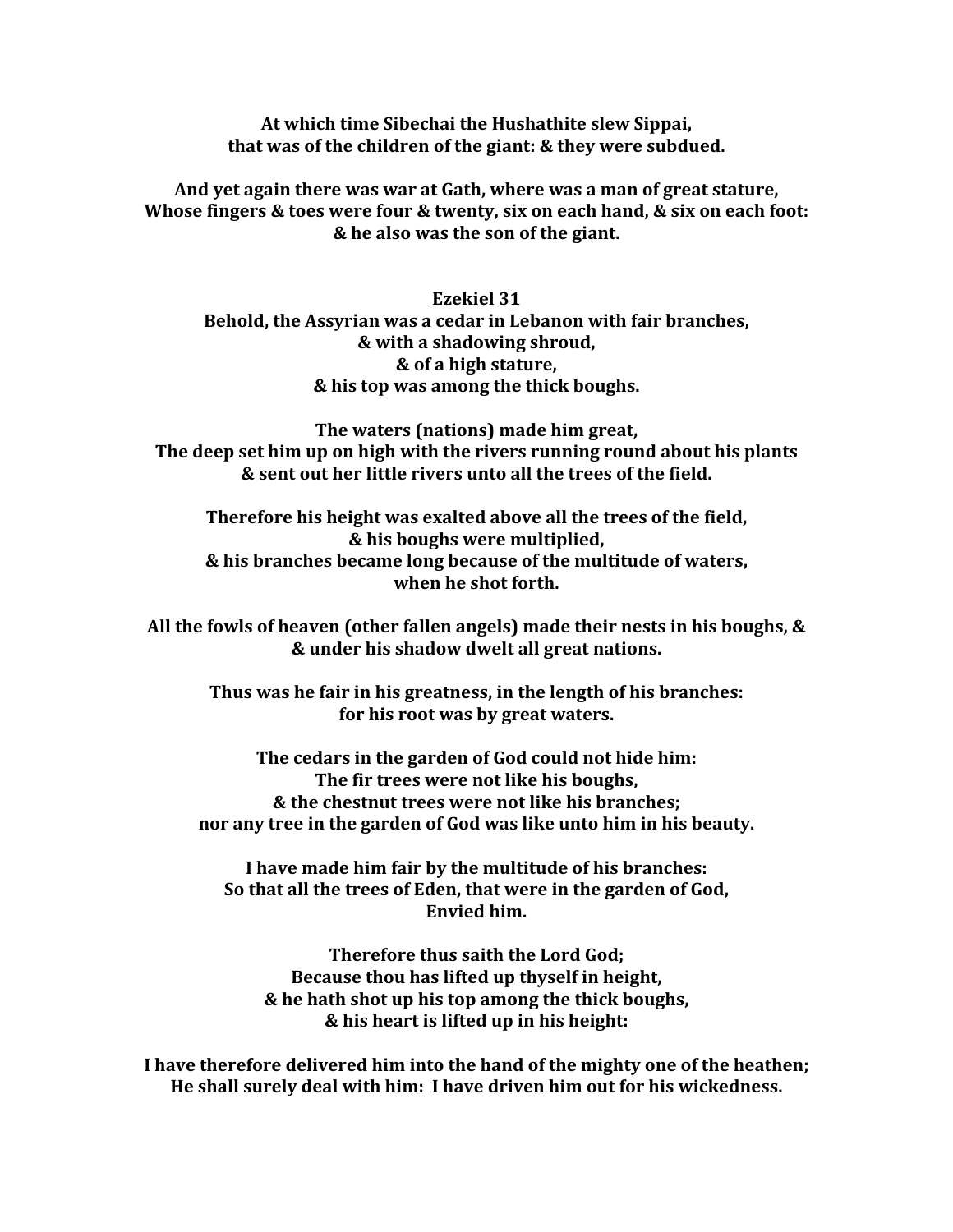**At which time Sibechai the Hushathite slew Sippai,**
**that was of the children of the giant: & they were subdued.**

**And yet again there was war at Gath, where was a man of great stature,**
**Whose fingers & toes were four & twenty, six on each hand, & six on each foot:**
**& he also was the son of the giant.**

**Ezekiel 31**
**Behold, the Assyrian was a cedar in Lebanon with fair branches,**
**& with a shadowing shroud,**
**& of a high stature,**
**& his top was among the thick boughs.**

**The waters (nations) made him great,**
**The deep set him up on high with the rivers running round about his plants**
**& sent out her little rivers unto all the trees of the field.**

**Therefore his height was exalted above all the trees of the field,**
**& his boughs were multiplied,**
**& his branches became long because of the multitude of waters,**
**when he shot forth.**

**All the fowls of heaven (other fallen angels) made their nests in his boughs, &**
**& under his shadow dwelt all great nations.**

**Thus was he fair in his greatness, in the length of his branches:**
**for his root was by great waters.**

**The cedars in the garden of God could not hide him:**
**The fir trees were not like his boughs,**
**& the chestnut trees were not like his branches;**
**nor any tree in the garden of God was like unto him in his beauty.**

**I have made him fair by the multitude of his branches:**
**So that all the trees of Eden, that were in the garden of God,**
**Envied him.**

**Therefore thus saith the Lord God;**
**Because thou has lifted up thyself in height,**
**& he hath shot up his top among the thick boughs,**
**& his heart is lifted up in his height:**

**I have therefore delivered him into the hand of the mighty one of the heathen;**
**He shall surely deal with him: I have driven him out for his wickedness.**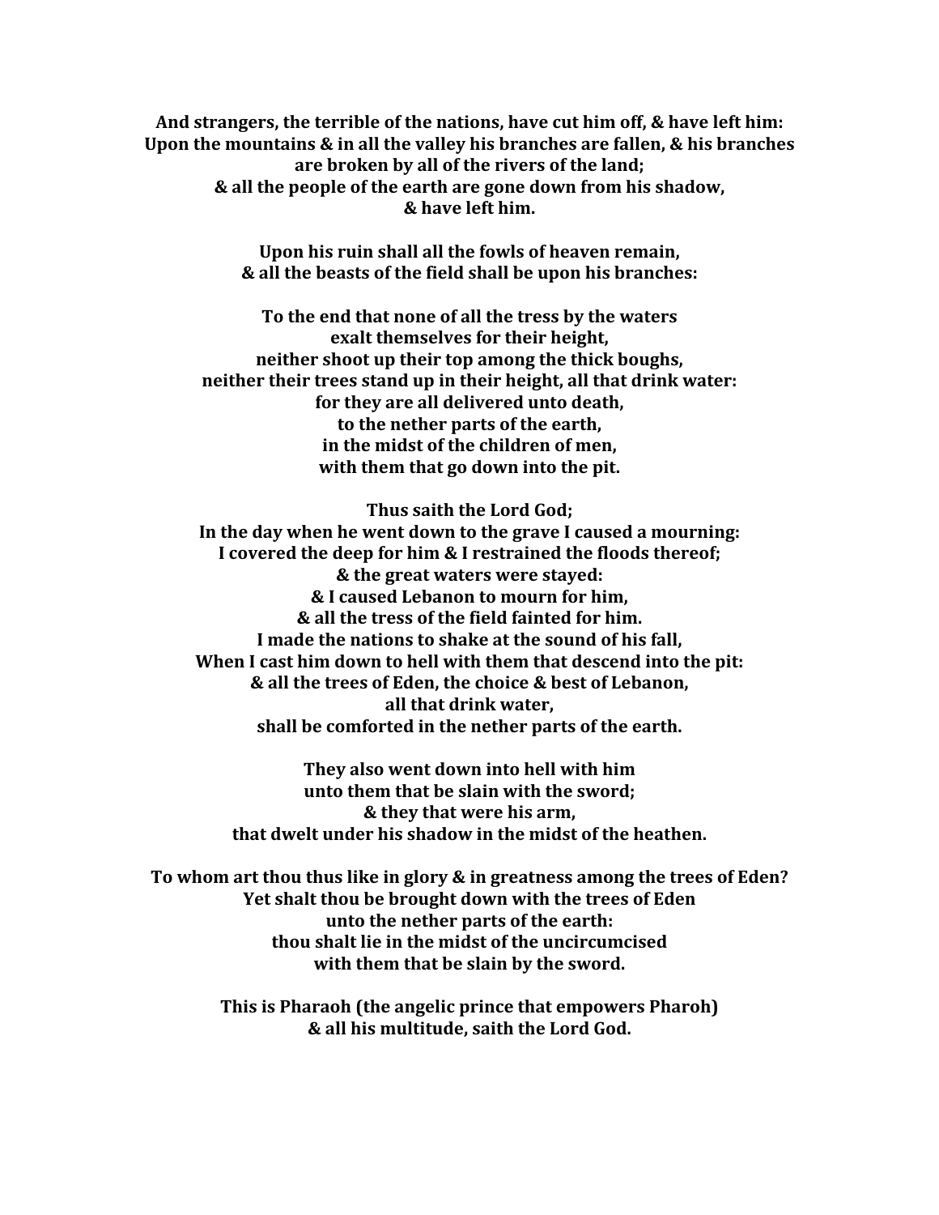**And strangers, the terrible of the nations, have cut him off, & have left him:**
**Upon the mountains & in all the valley his branches are fallen, & his branches are broken by all of the rivers of the land;**
**& all the people of the earth are gone down from his shadow,**
**& have left him.**

**Upon his ruin shall all the fowls of heaven remain,**
**& all the beasts of the field shall be upon his branches:**

**To the end that none of all the tress by the waters**
**exalt themselves for their height,**
**neither shoot up their top among the thick boughs,**
**neither their trees stand up in their height, all that drink water:**
**for they are all delivered unto death,**
**to the nether parts of the earth,**
**in the midst of the children of men,**
**with them that go down into the pit.**

**Thus saith the Lord God;**
**In the day when he went down to the grave I caused a mourning:**
**I covered the deep for him & I restrained the floods thereof;**
**& the great waters were stayed:**
**& I caused Lebanon to mourn for him,**
**& all the tress of the field fainted for him.**
**I made the nations to shake at the sound of his fall,**
**When I cast him down to hell with them that descend into the pit:**
**& all the trees of Eden, the choice & best of Lebanon,**
**all that drink water,**
**shall be comforted in the nether parts of the earth.**

**They also went down into hell with him**
**unto them that be slain with the sword;**
**& they that were his arm,**
**that dwelt under his shadow in the midst of the heathen.**

**To whom art thou thus like in glory & in greatness among the trees of Eden?**
**Yet shalt thou be brought down with the trees of Eden**
**unto the nether parts of the earth:**
**thou shalt lie in the midst of the uncircumcised**
**with them that be slain by the sword.**

**This is Pharaoh (the angelic prince that empowers Pharoh)**
**& all his multitude, saith the Lord God.**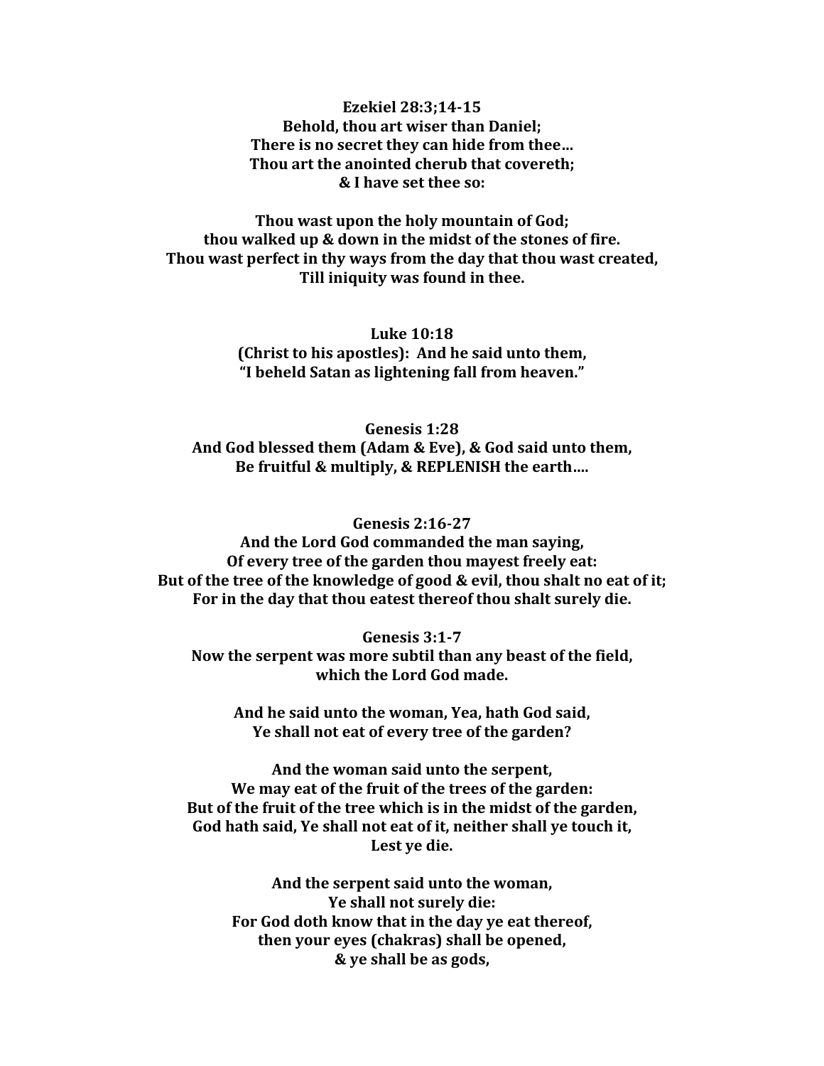**Ezekiel 28:3;14-15**
**Behold, thou art wiser than Daniel;**
**There is no secret they can hide from thee…**
**Thou art the anointed cherub that covereth;**
**& I have set thee so:**

**Thou wast upon the holy mountain of God;**
**thou walked up & down in the midst of the stones of fire.**
**Thou wast perfect in thy ways from the day that thou wast created,**
**Till iniquity was found in thee.**

**Luke 10:18**
**(Christ to his apostles): And he said unto them,**
**"I beheld Satan as lightening fall from heaven."**

**Genesis 1:28**
**And God blessed them (Adam & Eve), & God said unto them,**
**Be fruitful & multiply, & REPLENISH the earth….**

**Genesis 2:16-27**
**And the Lord God commanded the man saying,**
**Of every tree of the garden thou mayest freely eat:**
**But of the tree of the knowledge of good & evil, thou shalt no eat of it;**
**For in the day that thou eatest thereof thou shalt surely die.**

**Genesis 3:1-7**
**Now the serpent was more subtil than any beast of the field,**
**which the Lord God made.**

**And he said unto the woman, Yea, hath God said,**
**Ye shall not eat of every tree of the garden?**

**And the woman said unto the serpent,**
**We may eat of the fruit of the trees of the garden:**
**But of the fruit of the tree which is in the midst of the garden,**
**God hath said, Ye shall not eat of it, neither shall ye touch it,**
**Lest ye die.**

**And the serpent said unto the woman,**
**Ye shall not surely die:**
**For God doth know that in the day ye eat thereof,**
**then your eyes (chakras) shall be opened,**
**& ye shall be as gods,**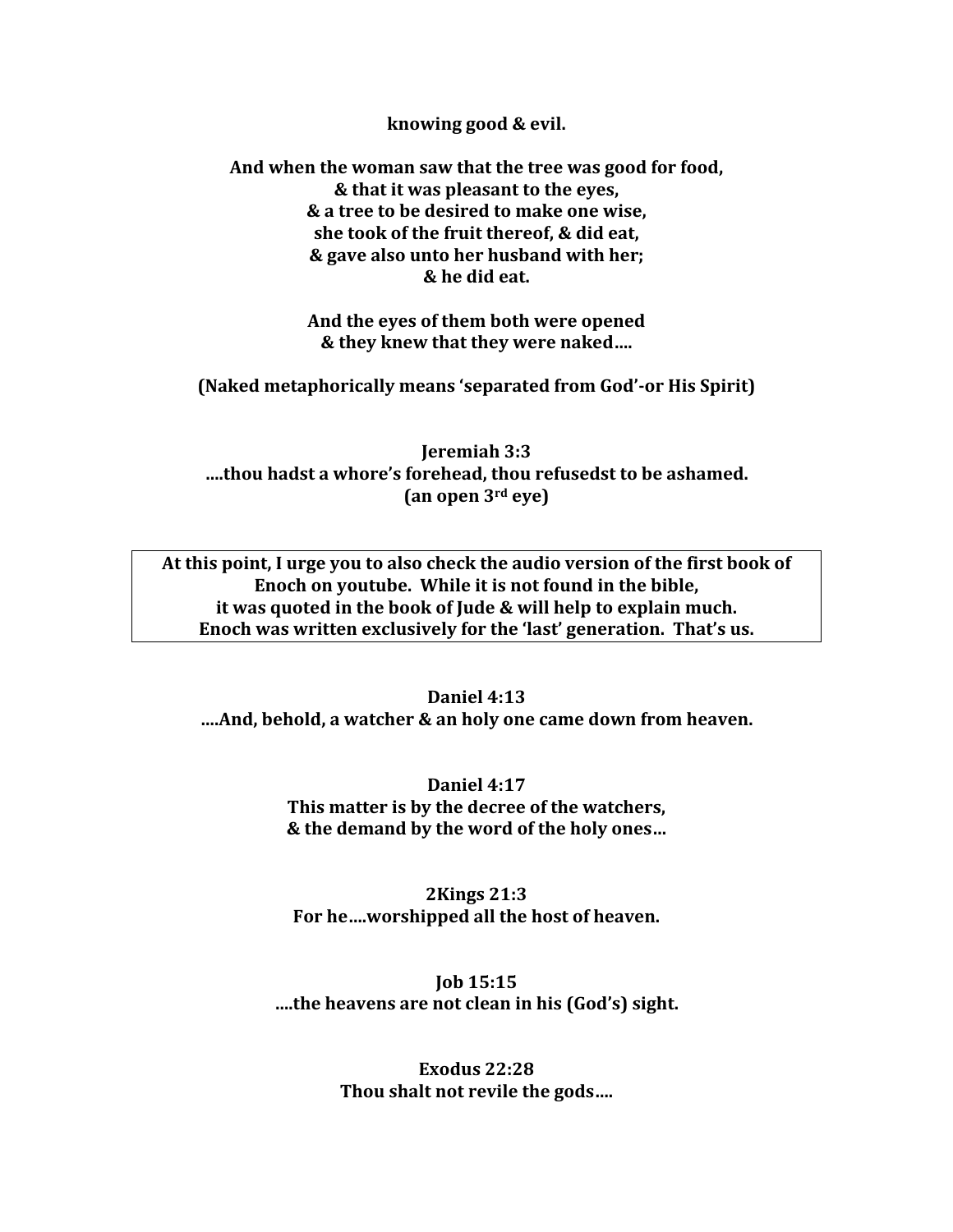**knowing good & evil.**

**And when the woman saw that the tree was good for food,**
**& that it was pleasant to the eyes,**
**& a tree to be desired to make one wise,**
**she took of the fruit thereof, & did eat,**
**& gave also unto her husband with her;**
**& he did eat.**

**And the eyes of them both were opened**
**& they knew that they were naked….**

**(Naked metaphorically means 'separated from God'-or His Spirit)**

**Jeremiah 3:3**
**….thou hadst a whore's forehead, thou refusedst to be ashamed.**
**(an open 3rd eye)**

| **At this point, I urge you to also check the audio version of the first book of Enoch on youtube. While it is not found in the bible, it was quoted in the book of Jude & will help to explain much. Enoch was written exclusively for the 'last' generation. That's us.** |
| --- |

**Daniel 4:13**
**….And, behold, a watcher & an holy one came down from heaven.**

**Daniel 4:17**
**This matter is by the decree of the watchers,**
**& the demand by the word of the holy ones…**

**2Kings 21:3**
**For he….worshipped all the host of heaven.**

**Job 15:15**
**….the heavens are not clean in his (God's) sight.**

**Exodus 22:28**
**Thou shalt not revile the gods….**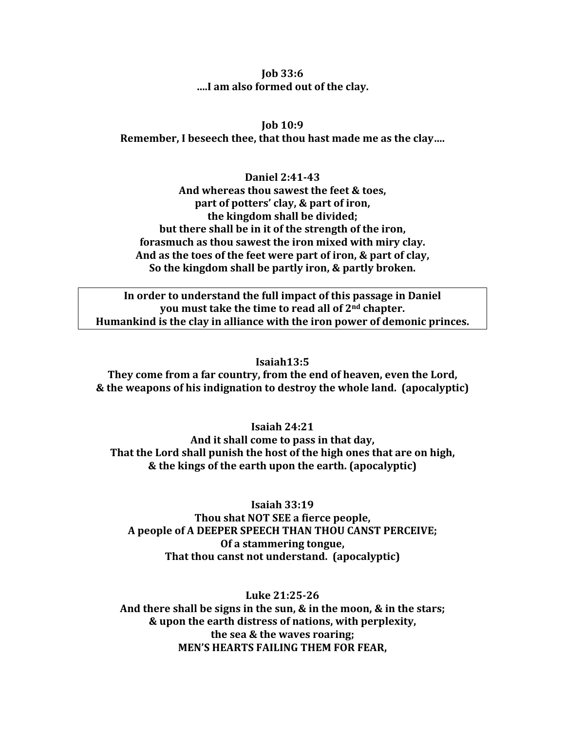**Job 33:6**
**….I am also formed out of the clay.**

**Job 10:9**
**Remember, I beseech thee, that thou hast made me as the clay….**

**Daniel 2:41-43**
**And whereas thou sawest the feet & toes,**
**part of potters' clay, & part of iron,**
**the kingdom shall be divided;**
**but there shall be in it of the strength of the iron,**
**forasmuch as thou sawest the iron mixed with miry clay.**
**And as the toes of the feet were part of iron, & part of clay,**
**So the kingdom shall be partly iron, & partly broken.**

**In order to understand the full impact of this passage in Daniel**
**you must take the time to read all of 2nd chapter.**
**Humankind is the clay in alliance with the iron power of demonic princes.**

**Isaiah13:5**
**They come from a far country, from the end of heaven, even the Lord,**
**& the weapons of his indignation to destroy the whole land. (apocalyptic)**

**Isaiah 24:21**
**And it shall come to pass in that day,**
**That the Lord shall punish the host of the high ones that are on high,**
**& the kings of the earth upon the earth. (apocalyptic)**

**Isaiah 33:19**
**Thou shat NOT SEE a fierce people,**
**A people of A DEEPER SPEECH THAN THOU CANST PERCEIVE;**
**Of a stammering tongue,**
**That thou canst not understand. (apocalyptic)**

**Luke 21:25-26**
**And there shall be signs in the sun, & in the moon, & in the stars;**
**& upon the earth distress of nations, with perplexity,**
**the sea & the waves roaring;**
**MEN'S HEARTS FAILING THEM FOR FEAR,**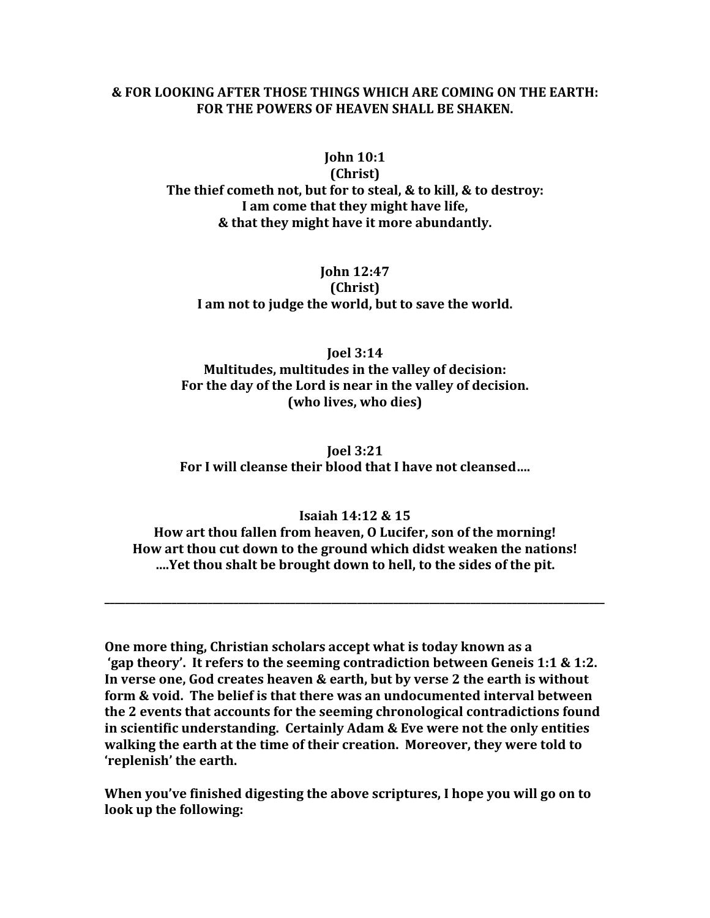**& FOR LOOKING AFTER THOSE THINGS WHICH ARE COMING ON THE EARTH: FOR THE POWERS OF HEAVEN SHALL BE SHAKEN.**

**John 10:1**
**(Christ)**
**The thief cometh not, but for to steal, & to kill, & to destroy:**
**I am come that they might have life,**
**& that they might have it more abundantly.**

**John 12:47**
**(Christ)**
**I am not to judge the world, but to save the world.**

**Joel 3:14**
**Multitudes, multitudes in the valley of decision:**
**For the day of the Lord is near in the valley of decision.**
**(who lives, who dies)**

**Joel 3:21**
**For I will cleanse their blood that I have not cleansed….**

**Isaiah 14:12 & 15**
**How art thou fallen from heaven, O Lucifer, son of the morning!**
**How art thou cut down to the ground which didst weaken the nations!**
**….Yet thou shalt be brought down to hell, to the sides of the pit.**

---

**One more thing, Christian scholars accept what is today known as a 'gap theory'. It refers to the seeming contradiction between Geneis 1:1 & 1:2. In verse one, God creates heaven & earth, but by verse 2 the earth is without form & void. The belief is that there was an undocumented interval between the 2 events that accounts for the seeming chronological contradictions found in scientific understanding. Certainly Adam & Eve were not the only entities walking the earth at the time of their creation. Moreover, they were told to 'replenish' the earth.**

**When you've finished digesting the above scriptures, I hope you will go on to look up the following:**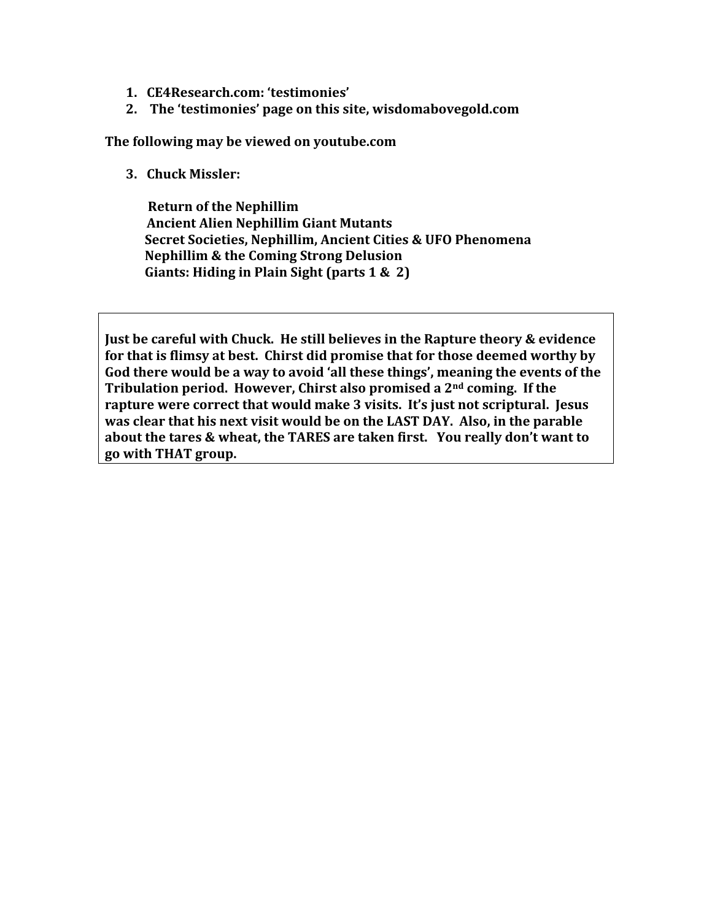1. **CE4Research.com: 'testimonies'**
2. **The 'testimonies' page on this site, wisdomabovegold.com**

**The following may be viewed on youtube.com**

3. **Chuck Missler:**

   **Return of the Nephillim**
   **Ancient Alien Nephillim Giant Mutants**
   **Secret Societies, Nephillim, Ancient Cities & UFO Phenomena**
   **Nephillim & the Coming Strong Delusion**
   **Giants: Hiding in Plain Sight (parts 1 & 2)**

**Just be careful with Chuck. He still believes in the Rapture theory & evidence for that is flimsy at best. Chirst did promise that for those deemed worthy by God there would be a way to avoid 'all these things', meaning the events of the Tribulation period. However, Chirst also promised a 2nd coming. If the rapture were correct that would make 3 visits. It's just not scriptural. Jesus was clear that his next visit would be on the LAST DAY. Also, in the parable about the tares & wheat, the TARES are taken first. You really don't want to go with THAT group.**